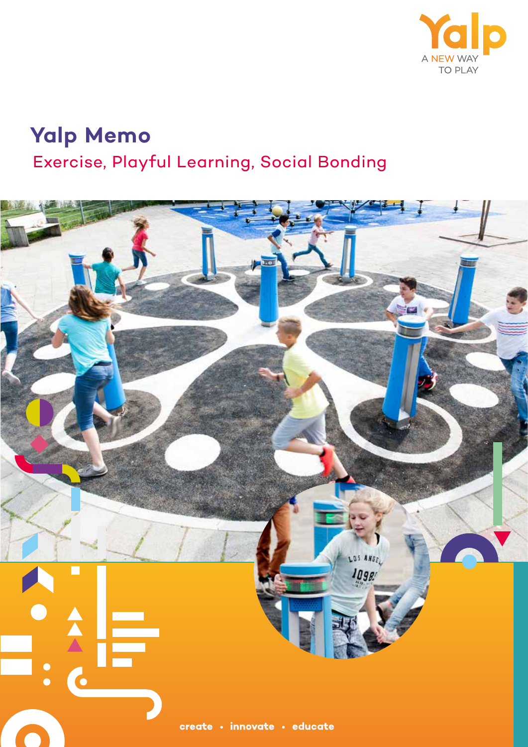Yalp

A NEW WAY TO PLAY

# Yalp Memo

## Exercise, Playful Learning, Social Bonding

create • innovate • educate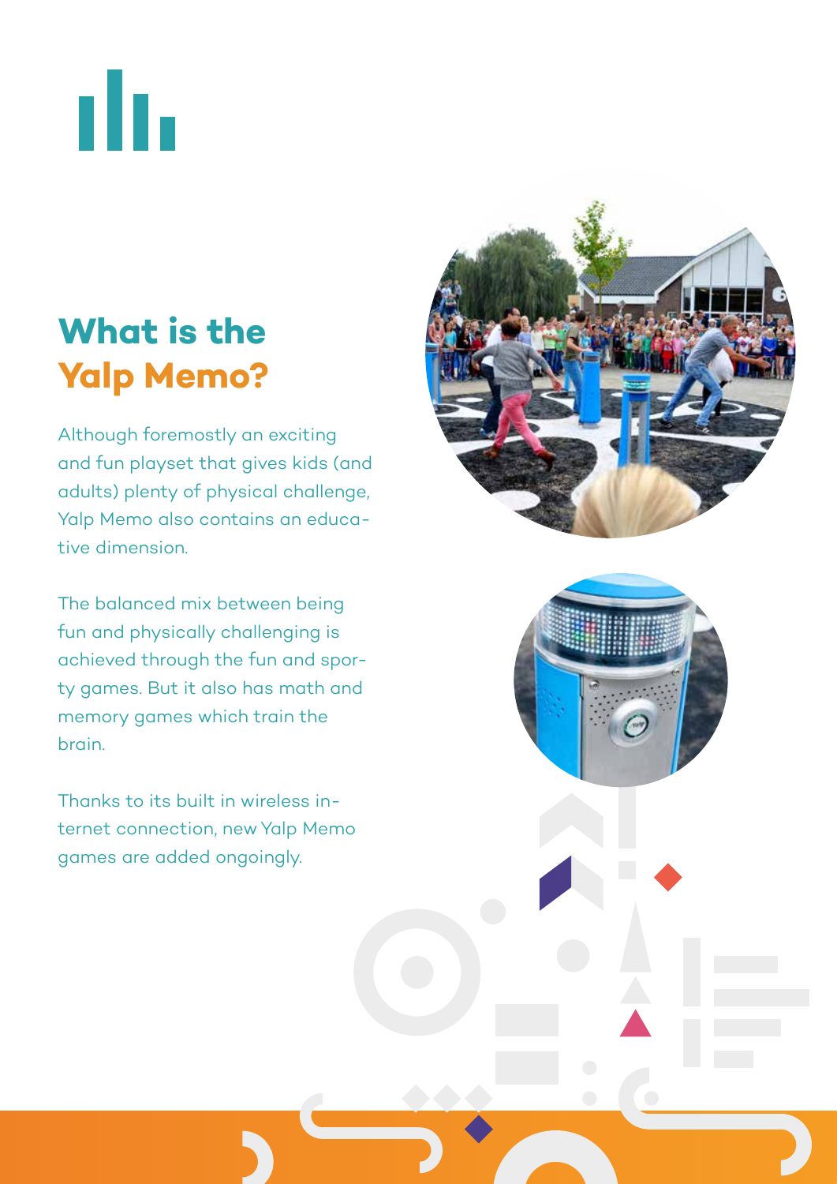# What is the Yalp Memo?

Although foremostly an exciting and fun playset that gives kids (and adults) plenty of physical challenge, Yalp Memo also contains an educative dimension.

The balanced mix between being fun and physically challenging is achieved through the fun and sporty games. But it also has math and memory games which train the brain.

Thanks to its built in wireless internet connection, new Yalp Memo games are added ongoingly.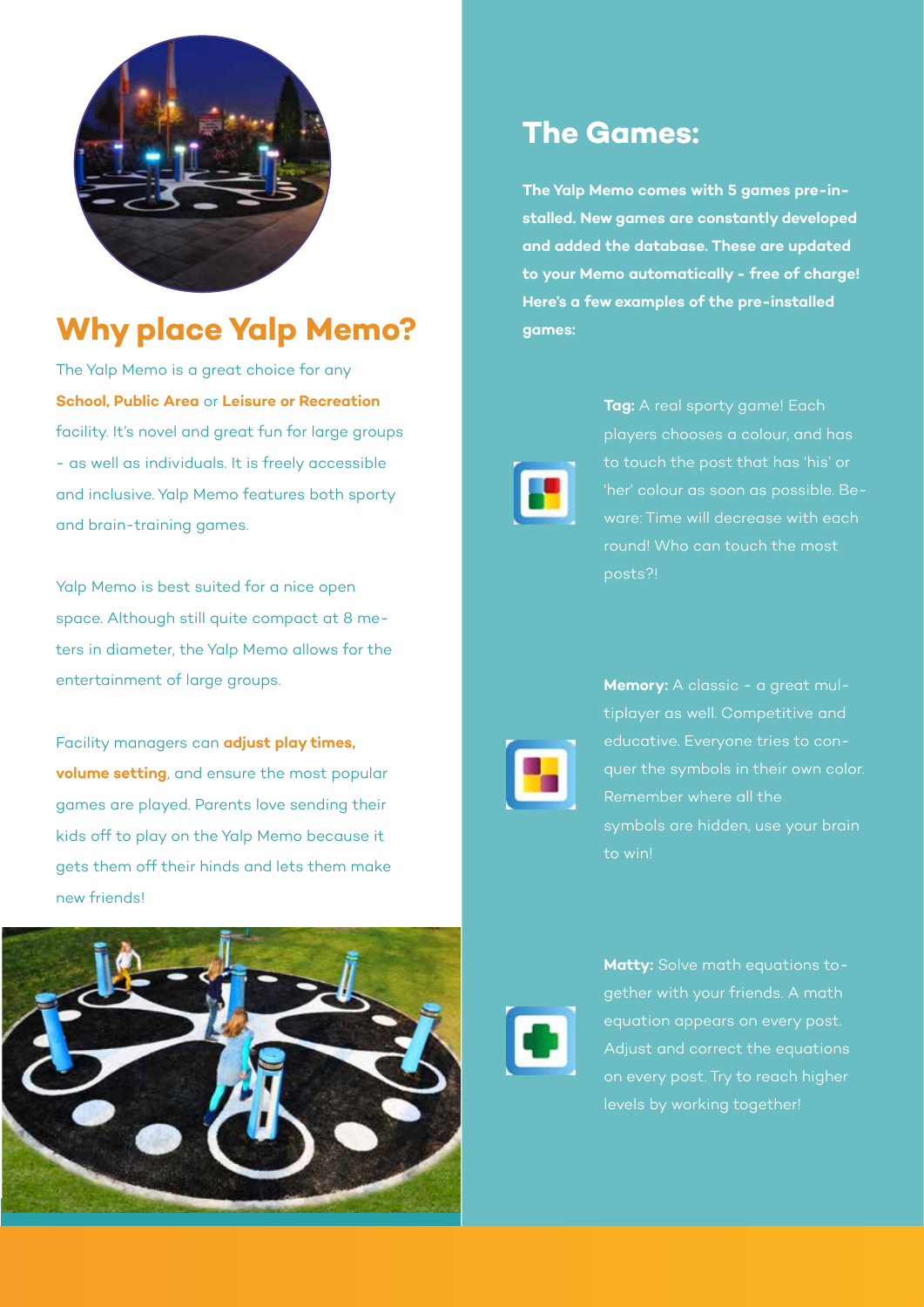## Why place Yalp Memo?

The Yalp Memo is a great choice for any **School, Public Area** or **Leisure or Recreation** facility. It's novel and great fun for large groups - as well as individuals. It is freely accessible and inclusive. Yalp Memo features both sporty and brain-training games.

Yalp Memo is best suited for a nice open space. Although still quite compact at 8 meters in diameter, the Yalp Memo allows for the entertainment of large groups.

Facility managers can **adjust play times, volume setting**, and ensure the most popular games are played. Parents love sending their kids off to play on the Yalp Memo because it gets them off their hinds and lets them make new friends!

## The Games:

**The Yalp Memo comes with 5 games pre-installed. New games are constantly developed and added the database. These are updated to your Memo automatically - free of charge! Here's a few examples of the pre-installed games:**

**Tag:** A real sporty game! Each players chooses a colour, and has to touch the post that has 'his' or 'her' colour as soon as possible. Beware: Time will decrease with each round! Who can touch the most posts?!

**Memory:** A classic - a great multiplayer as well. Competitive and educative. Everyone tries to conquer the symbols in their own color. Remember where all the symbols are hidden, use your brain to win!

**Matty:** Solve math equations together with your friends. A math equation appears on every post. Adjust and correct the equations on every post. Try to reach higher levels by working together!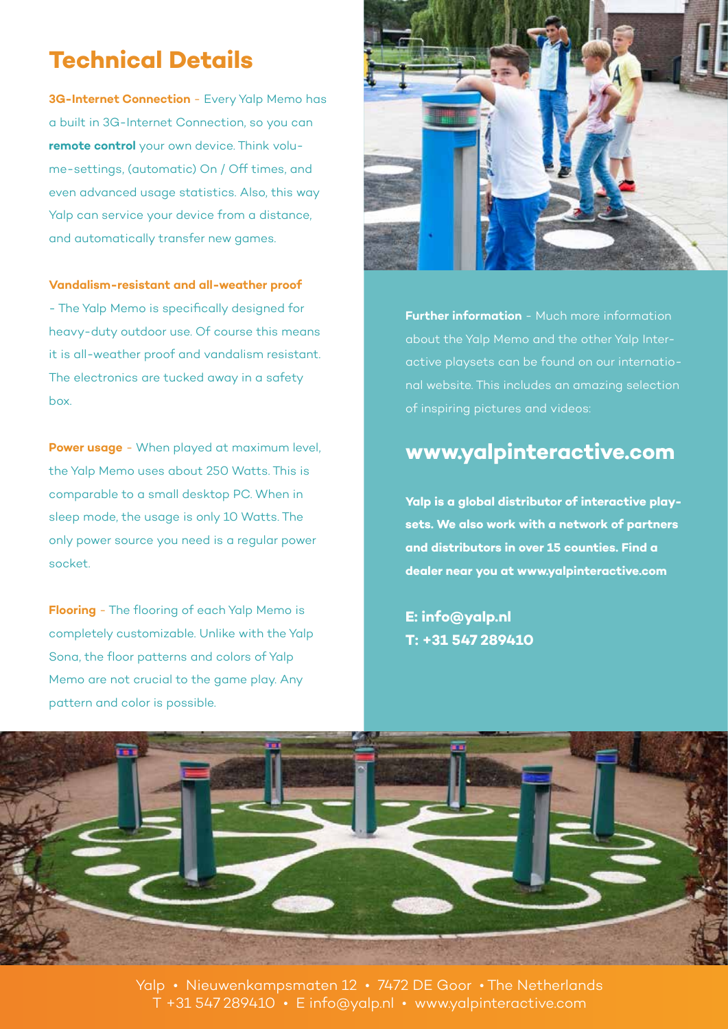# Technical Details

**3G-Internet Connection** - Every Yalp Memo has a built in 3G-Internet Connection, so you can **remote control** your own device. Think volume-settings, (automatic) On / Off times, and even advanced usage statistics. Also, this way Yalp can service your device from a distance, and automatically transfer new games.

**Vandalism-resistant and all-weather proof** - The Yalp Memo is specifically designed for heavy-duty outdoor use. Of course this means it is all-weather proof and vandalism resistant. The electronics are tucked away in a safety box.

**Power usage** - When played at maximum level, the Yalp Memo uses about 250 Watts. This is comparable to a small desktop PC. When in sleep mode, the usage is only 10 Watts. The only power source you need is a regular power socket.

**Flooring** - The flooring of each Yalp Memo is completely customizable. Unlike with the Yalp Sona, the floor patterns and colors of Yalp Memo are not crucial to the game play. Any pattern and color is possible.

**Further information** - Much more information about the Yalp Memo and the other Yalp Interactive playsets can be found on our international website. This includes an amazing selection of inspiring pictures and videos:

## www.yalpinteractive.com

**Yalp is a global distributor of interactive playsets. We also work with a network of partners and distributors in over 15 counties. Find a dealer near you at www.yalpinteractive.com**

**E: info@yalp.nl**
**T: +31 547 289410**

Yalp • Nieuwenkampsmaten 12 • 7472 DE Goor • The Netherlands
T +31 547 289410 • E info@yalp.nl • www.yalpinteractive.com